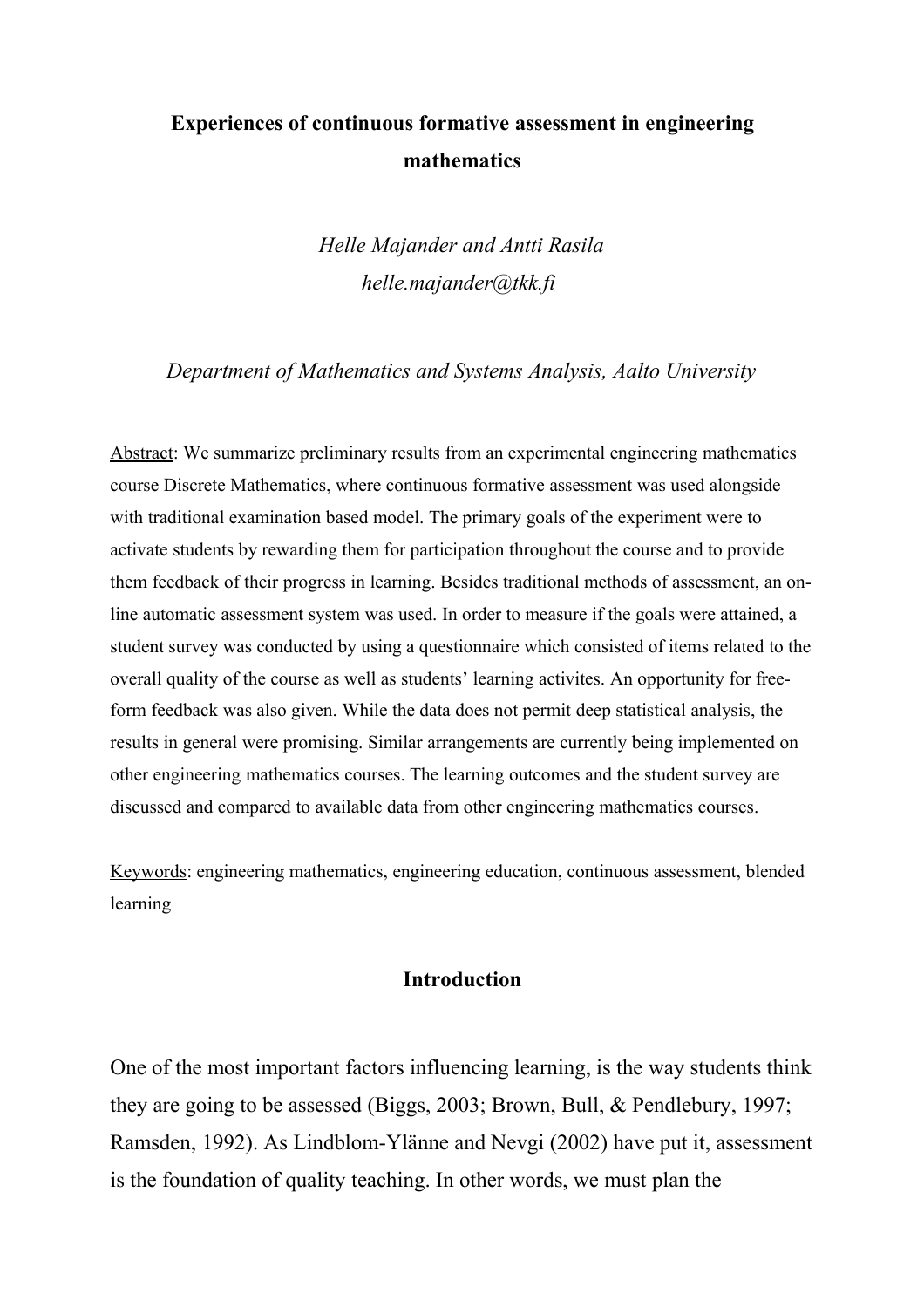# Experiences of continuous formative assessment in engineering mathematics

*Helle Majander and Antti Rasila*
*helle.majander@tkk.fi*

*Department of Mathematics and Systems Analysis, Aalto University*

Abstract: We summarize preliminary results from an experimental engineering mathematics course Discrete Mathematics, where continuous formative assessment was used alongside with traditional examination based model. The primary goals of the experiment were to activate students by rewarding them for participation throughout the course and to provide them feedback of their progress in learning. Besides traditional methods of assessment, an on-line automatic assessment system was used. In order to measure if the goals were attained, a student survey was conducted by using a questionnaire which consisted of items related to the overall quality of the course as well as students' learning activites. An opportunity for free-form feedback was also given. While the data does not permit deep statistical analysis, the results in general were promising. Similar arrangements are currently being implemented on other engineering mathematics courses. The learning outcomes and the student survey are discussed and compared to available data from other engineering mathematics courses.

Keywords: engineering mathematics, engineering education, continuous assessment, blended learning

## Introduction

One of the most important factors influencing learning, is the way students think they are going to be assessed (Biggs, 2003; Brown, Bull, & Pendlebury, 1997; Ramsden, 1992). As Lindblom-Ylänne and Nevgi (2002) have put it, assessment is the foundation of quality teaching. In other words, we must plan the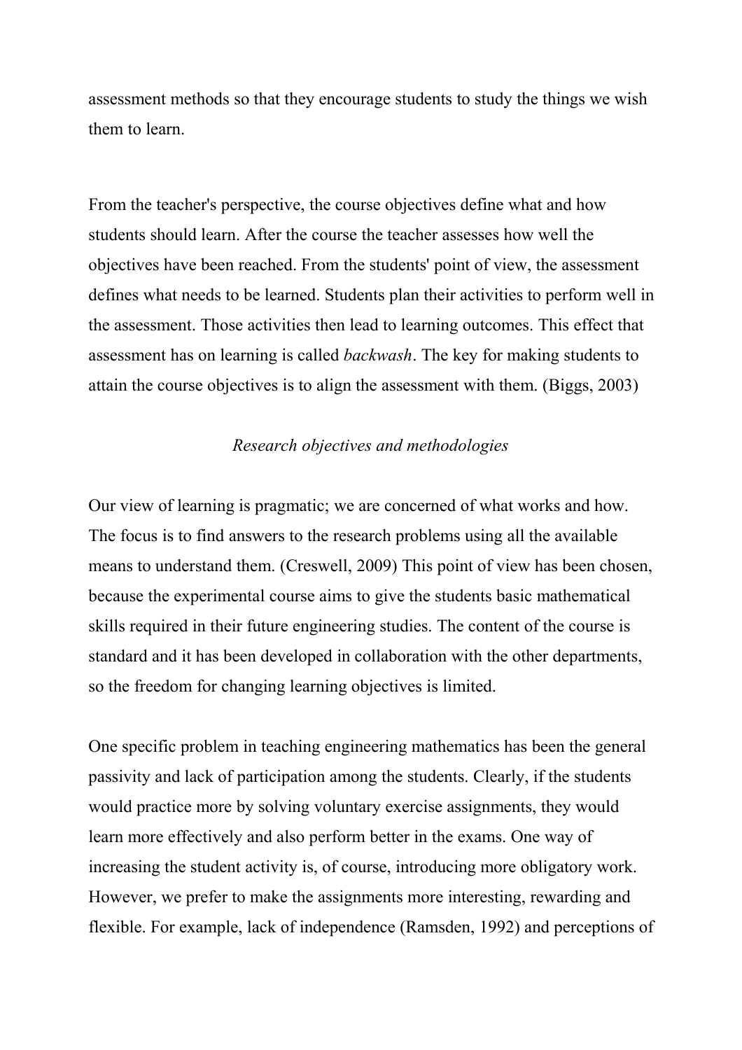assessment methods so that they encourage students to study the things we wish them to learn.

From the teacher's perspective, the course objectives define what and how students should learn. After the course the teacher assesses how well the objectives have been reached. From the students' point of view, the assessment defines what needs to be learned. Students plan their activities to perform well in the assessment. Those activities then lead to learning outcomes. This effect that assessment has on learning is called *backwash*. The key for making students to attain the course objectives is to align the assessment with them. (Biggs, 2003)

## *Research objectives and methodologies*

Our view of learning is pragmatic; we are concerned of what works and how. The focus is to find answers to the research problems using all the available means to understand them. (Creswell, 2009) This point of view has been chosen, because the experimental course aims to give the students basic mathematical skills required in their future engineering studies. The content of the course is standard and it has been developed in collaboration with the other departments, so the freedom for changing learning objectives is limited.

One specific problem in teaching engineering mathematics has been the general passivity and lack of participation among the students. Clearly, if the students would practice more by solving voluntary exercise assignments, they would learn more effectively and also perform better in the exams. One way of increasing the student activity is, of course, introducing more obligatory work. However, we prefer to make the assignments more interesting, rewarding and flexible. For example, lack of independence (Ramsden, 1992) and perceptions of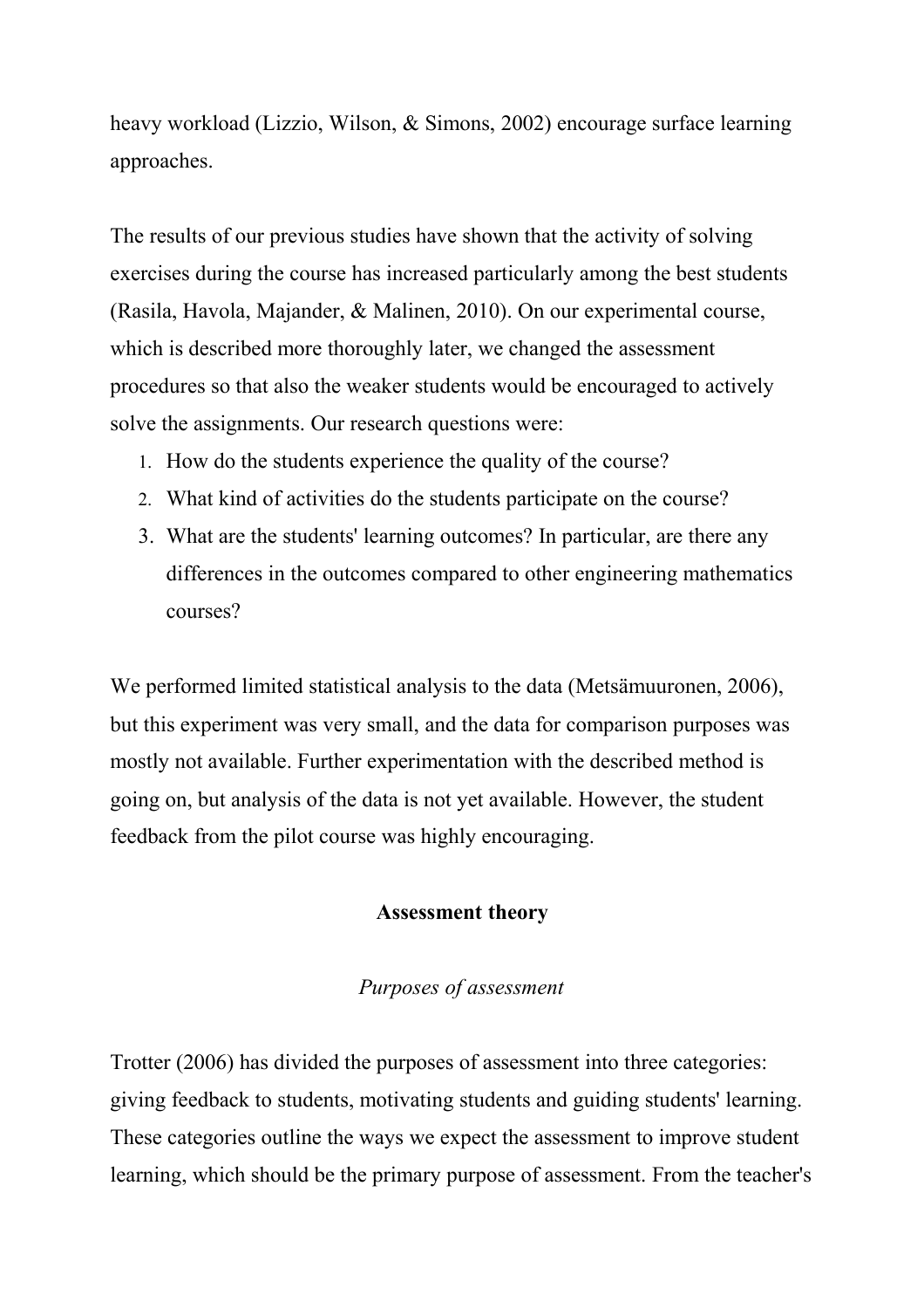heavy workload (Lizzio, Wilson, & Simons, 2002) encourage surface learning approaches.

The results of our previous studies have shown that the activity of solving exercises during the course has increased particularly among the best students (Rasila, Havola, Majander, & Malinen, 2010). On our experimental course, which is described more thoroughly later, we changed the assessment procedures so that also the weaker students would be encouraged to actively solve the assignments. Our research questions were:

1. How do the students experience the quality of the course?
2. What kind of activities do the students participate on the course?
3. What are the students' learning outcomes? In particular, are there any differences in the outcomes compared to other engineering mathematics courses?

We performed limited statistical analysis to the data (Metsämuuronen, 2006), but this experiment was very small, and the data for comparison purposes was mostly not available. Further experimentation with the described method is going on, but analysis of the data is not yet available. However, the student feedback from the pilot course was highly encouraging.

## Assessment theory

### *Purposes of assessment*

Trotter (2006) has divided the purposes of assessment into three categories: giving feedback to students, motivating students and guiding students' learning. These categories outline the ways we expect the assessment to improve student learning, which should be the primary purpose of assessment. From the teacher's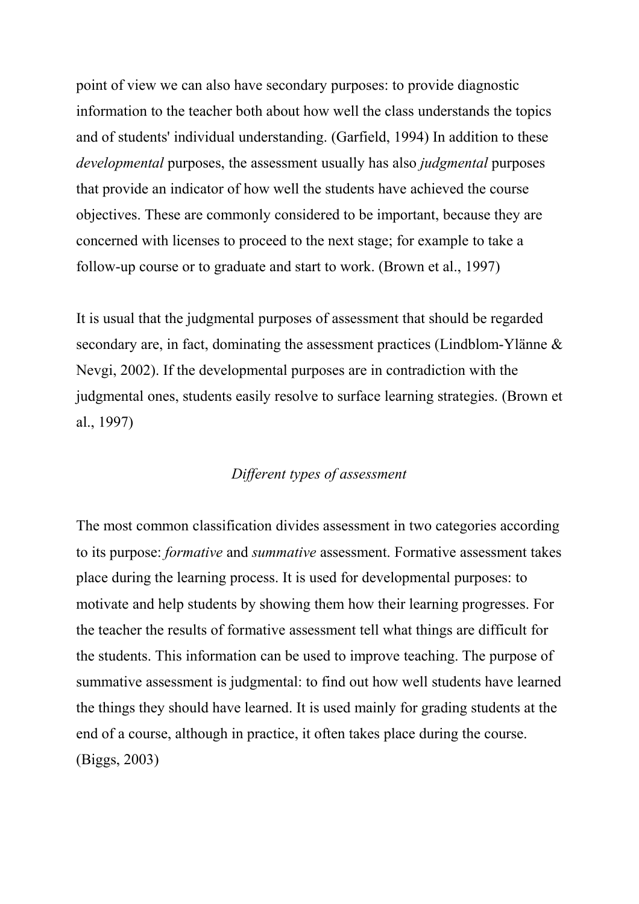point of view we can also have secondary purposes: to provide diagnostic information to the teacher both about how well the class understands the topics and of students' individual understanding. (Garfield, 1994) In addition to these *developmental* purposes, the assessment usually has also *judgmental* purposes that provide an indicator of how well the students have achieved the course objectives. These are commonly considered to be important, because they are concerned with licenses to proceed to the next stage; for example to take a follow-up course or to graduate and start to work. (Brown et al., 1997)

It is usual that the judgmental purposes of assessment that should be regarded secondary are, in fact, dominating the assessment practices (Lindblom-Ylänne & Nevgi, 2002). If the developmental purposes are in contradiction with the judgmental ones, students easily resolve to surface learning strategies. (Brown et al., 1997)

### *Different types of assessment*

The most common classification divides assessment in two categories according to its purpose: *formative* and *summative* assessment. Formative assessment takes place during the learning process. It is used for developmental purposes: to motivate and help students by showing them how their learning progresses. For the teacher the results of formative assessment tell what things are difficult for the students. This information can be used to improve teaching. The purpose of summative assessment is judgmental: to find out how well students have learned the things they should have learned. It is used mainly for grading students at the end of a course, although in practice, it often takes place during the course. (Biggs, 2003)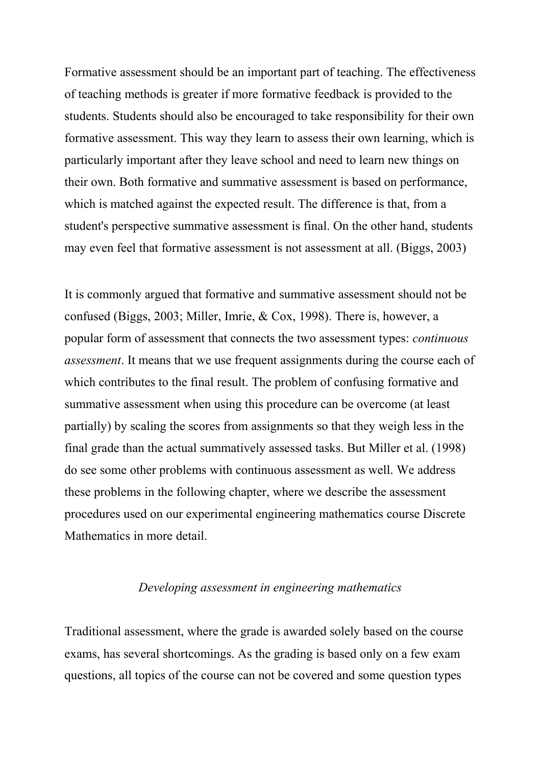Formative assessment should be an important part of teaching. The effectiveness of teaching methods is greater if more formative feedback is provided to the students. Students should also be encouraged to take responsibility for their own formative assessment. This way they learn to assess their own learning, which is particularly important after they leave school and need to learn new things on their own. Both formative and summative assessment is based on performance, which is matched against the expected result. The difference is that, from a student's perspective summative assessment is final. On the other hand, students may even feel that formative assessment is not assessment at all. (Biggs, 2003)

It is commonly argued that formative and summative assessment should not be confused (Biggs, 2003; Miller, Imrie, & Cox, 1998). There is, however, a popular form of assessment that connects the two assessment types: *continuous assessment*. It means that we use frequent assignments during the course each of which contributes to the final result. The problem of confusing formative and summative assessment when using this procedure can be overcome (at least partially) by scaling the scores from assignments so that they weigh less in the final grade than the actual summatively assessed tasks. But Miller et al. (1998) do see some other problems with continuous assessment as well. We address these problems in the following chapter, where we describe the assessment procedures used on our experimental engineering mathematics course Discrete Mathematics in more detail.

## *Developing assessment in engineering mathematics*

Traditional assessment, where the grade is awarded solely based on the course exams, has several shortcomings. As the grading is based only on a few exam questions, all topics of the course can not be covered and some question types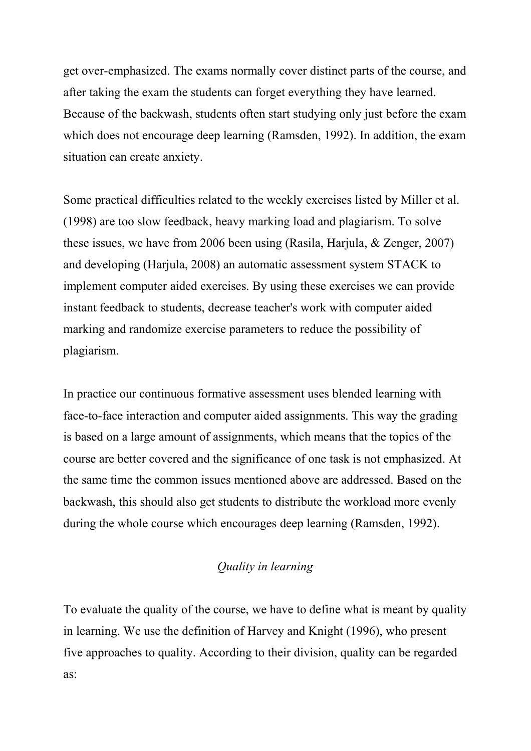get over-emphasized. The exams normally cover distinct parts of the course, and after taking the exam the students can forget everything they have learned. Because of the backwash, students often start studying only just before the exam which does not encourage deep learning (Ramsden, 1992). In addition, the exam situation can create anxiety.

Some practical difficulties related to the weekly exercises listed by Miller et al. (1998) are too slow feedback, heavy marking load and plagiarism. To solve these issues, we have from 2006 been using (Rasila, Harjula, & Zenger, 2007) and developing (Harjula, 2008) an automatic assessment system STACK to implement computer aided exercises. By using these exercises we can provide instant feedback to students, decrease teacher's work with computer aided marking and randomize exercise parameters to reduce the possibility of plagiarism.

In practice our continuous formative assessment uses blended learning with face-to-face interaction and computer aided assignments. This way the grading is based on a large amount of assignments, which means that the topics of the course are better covered and the significance of one task is not emphasized. At the same time the common issues mentioned above are addressed. Based on the backwash, this should also get students to distribute the workload more evenly during the whole course which encourages deep learning (Ramsden, 1992).

### *Quality in learning*

To evaluate the quality of the course, we have to define what is meant by quality in learning. We use the definition of Harvey and Knight (1996), who present five approaches to quality. According to their division, quality can be regarded as: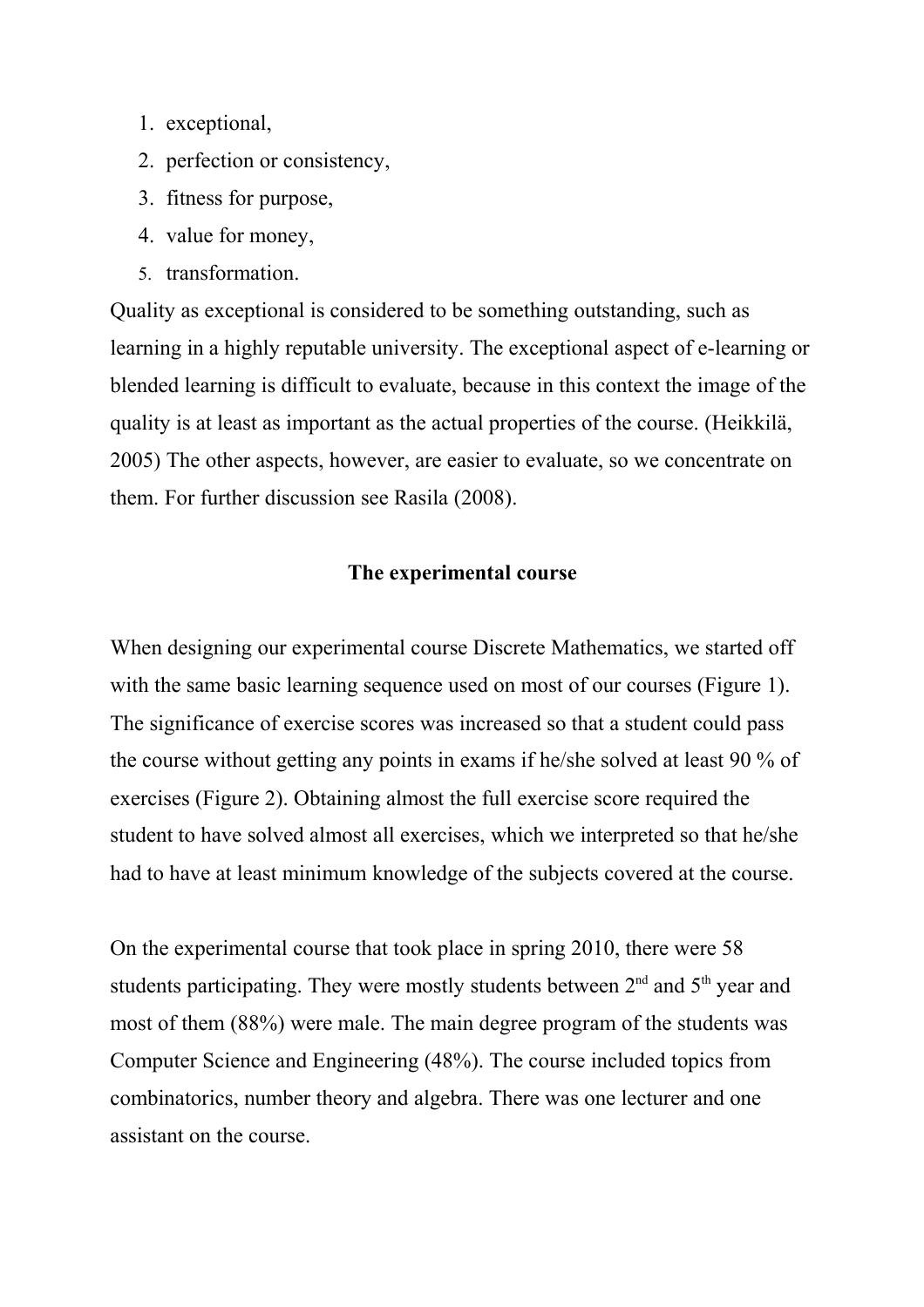1. exceptional,
2. perfection or consistency,
3. fitness for purpose,
4. value for money,
5. transformation.

Quality as exceptional is considered to be something outstanding, such as learning in a highly reputable university. The exceptional aspect of e-learning or blended learning is difficult to evaluate, because in this context the image of the quality is at least as important as the actual properties of the course. (Heikkilä, 2005) The other aspects, however, are easier to evaluate, so we concentrate on them. For further discussion see Rasila (2008).

## The experimental course

When designing our experimental course Discrete Mathematics, we started off with the same basic learning sequence used on most of our courses (Figure 1). The significance of exercise scores was increased so that a student could pass the course without getting any points in exams if he/she solved at least 90 % of exercises (Figure 2). Obtaining almost the full exercise score required the student to have solved almost all exercises, which we interpreted so that he/she had to have at least minimum knowledge of the subjects covered at the course.

On the experimental course that took place in spring 2010, there were 58 students participating. They were mostly students between 2nd and 5th year and most of them (88%) were male. The main degree program of the students was Computer Science and Engineering (48%). The course included topics from combinatorics, number theory and algebra. There was one lecturer and one assistant on the course.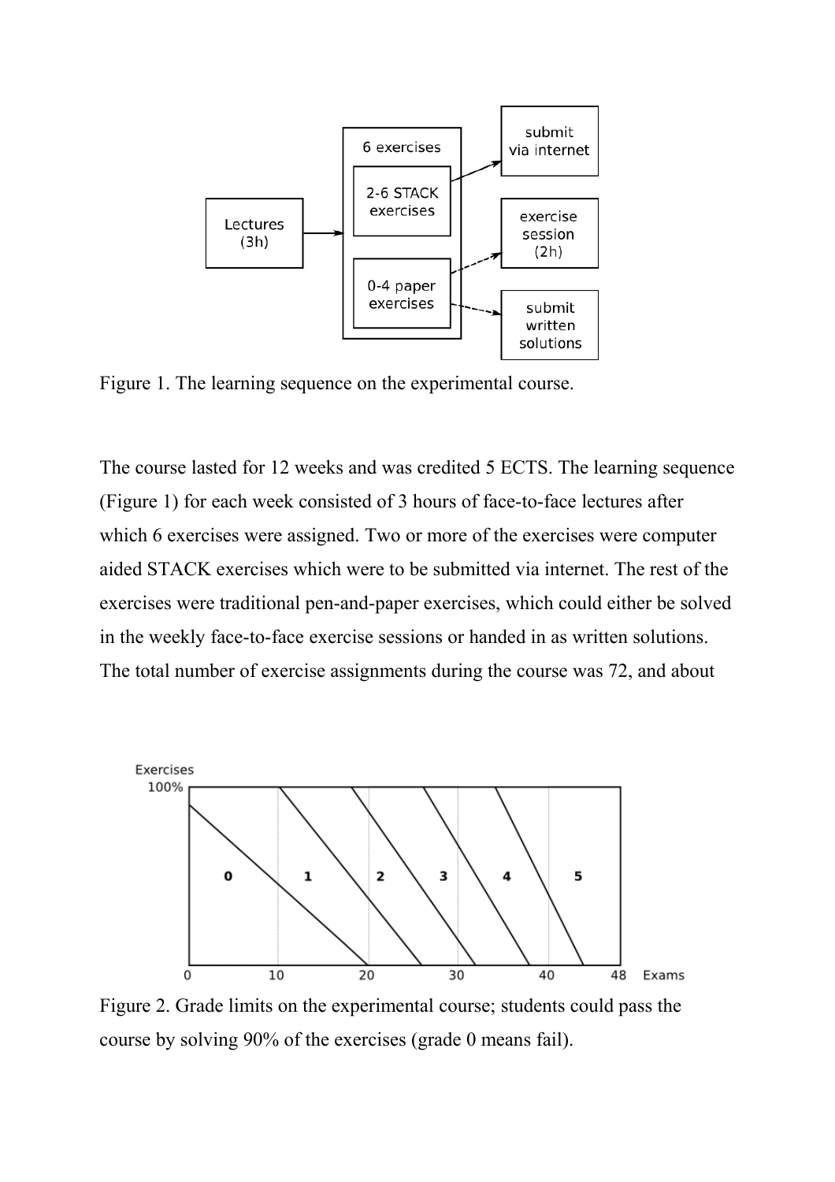Figure 1. The learning sequence on the experimental course.

The course lasted for 12 weeks and was credited 5 ECTS. The learning sequence (Figure 1) for each week consisted of 3 hours of face-to-face lectures after which 6 exercises were assigned. Two or more of the exercises were computer aided STACK exercises which were to be submitted via internet. The rest of the exercises were traditional pen-and-paper exercises, which could either be solved in the weekly face-to-face exercise sessions or handed in as written solutions. The total number of exercise assignments during the course was 72, and about

Figure 2. Grade limits on the experimental course; students could pass the course by solving 90% of the exercises (grade 0 means fail).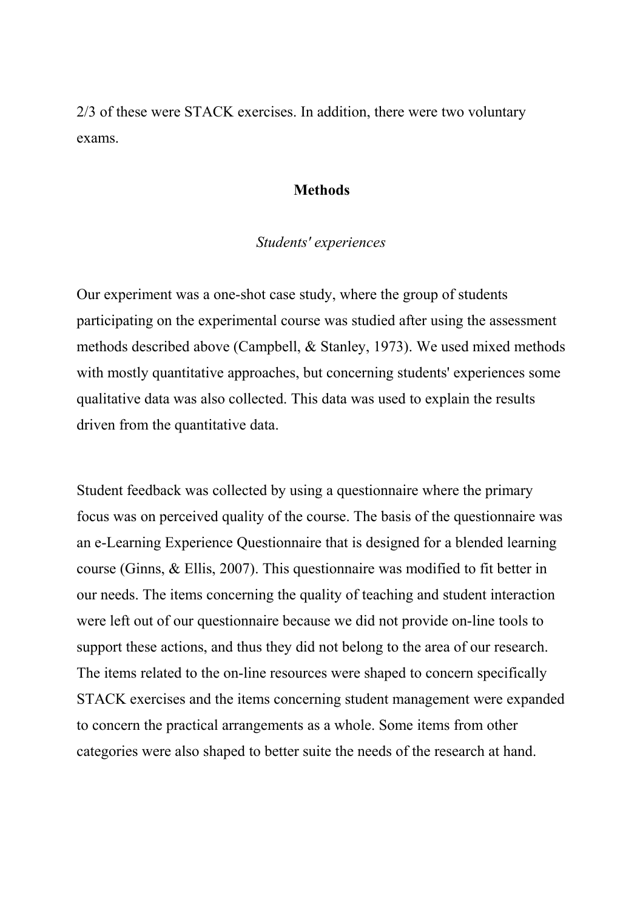2/3 of these were STACK exercises. In addition, there were two voluntary exams.

## Methods

### *Students' experiences*

Our experiment was a one-shot case study, where the group of students participating on the experimental course was studied after using the assessment methods described above (Campbell, & Stanley, 1973). We used mixed methods with mostly quantitative approaches, but concerning students' experiences some qualitative data was also collected. This data was used to explain the results driven from the quantitative data.

Student feedback was collected by using a questionnaire where the primary focus was on perceived quality of the course. The basis of the questionnaire was an e-Learning Experience Questionnaire that is designed for a blended learning course (Ginns, & Ellis, 2007). This questionnaire was modified to fit better in our needs. The items concerning the quality of teaching and student interaction were left out of our questionnaire because we did not provide on-line tools to support these actions, and thus they did not belong to the area of our research. The items related to the on-line resources were shaped to concern specifically STACK exercises and the items concerning student management were expanded to concern the practical arrangements as a whole. Some items from other categories were also shaped to better suite the needs of the research at hand.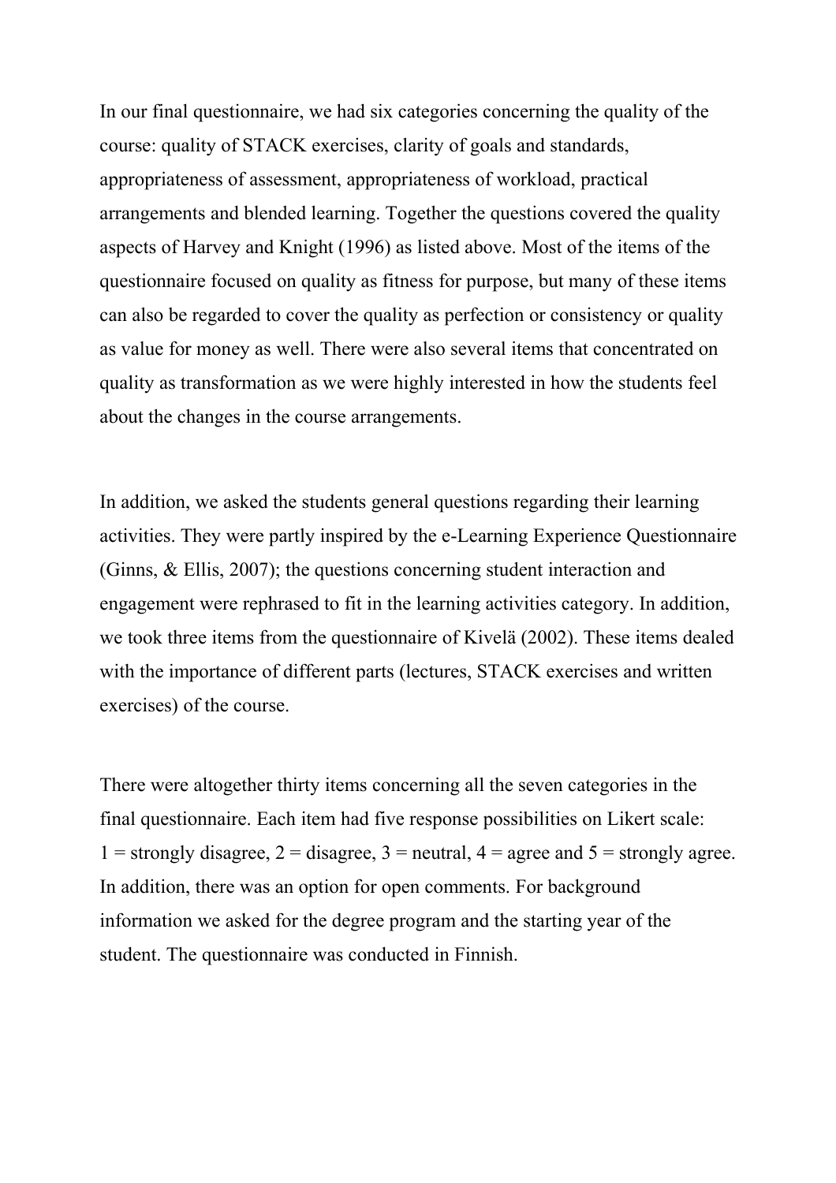In our final questionnaire, we had six categories concerning the quality of the course: quality of STACK exercises, clarity of goals and standards, appropriateness of assessment, appropriateness of workload, practical arrangements and blended learning. Together the questions covered the quality aspects of Harvey and Knight (1996) as listed above. Most of the items of the questionnaire focused on quality as fitness for purpose, but many of these items can also be regarded to cover the quality as perfection or consistency or quality as value for money as well. There were also several items that concentrated on quality as transformation as we were highly interested in how the students feel about the changes in the course arrangements.

In addition, we asked the students general questions regarding their learning activities. They were partly inspired by the e-Learning Experience Questionnaire (Ginns, & Ellis, 2007); the questions concerning student interaction and engagement were rephrased to fit in the learning activities category. In addition, we took three items from the questionnaire of Kivelä (2002). These items dealed with the importance of different parts (lectures, STACK exercises and written exercises) of the course.

There were altogether thirty items concerning all the seven categories in the final questionnaire. Each item had five response possibilities on Likert scale: 1 = strongly disagree, 2 = disagree, 3 = neutral, 4 = agree and 5 = strongly agree. In addition, there was an option for open comments. For background information we asked for the degree program and the starting year of the student. The questionnaire was conducted in Finnish.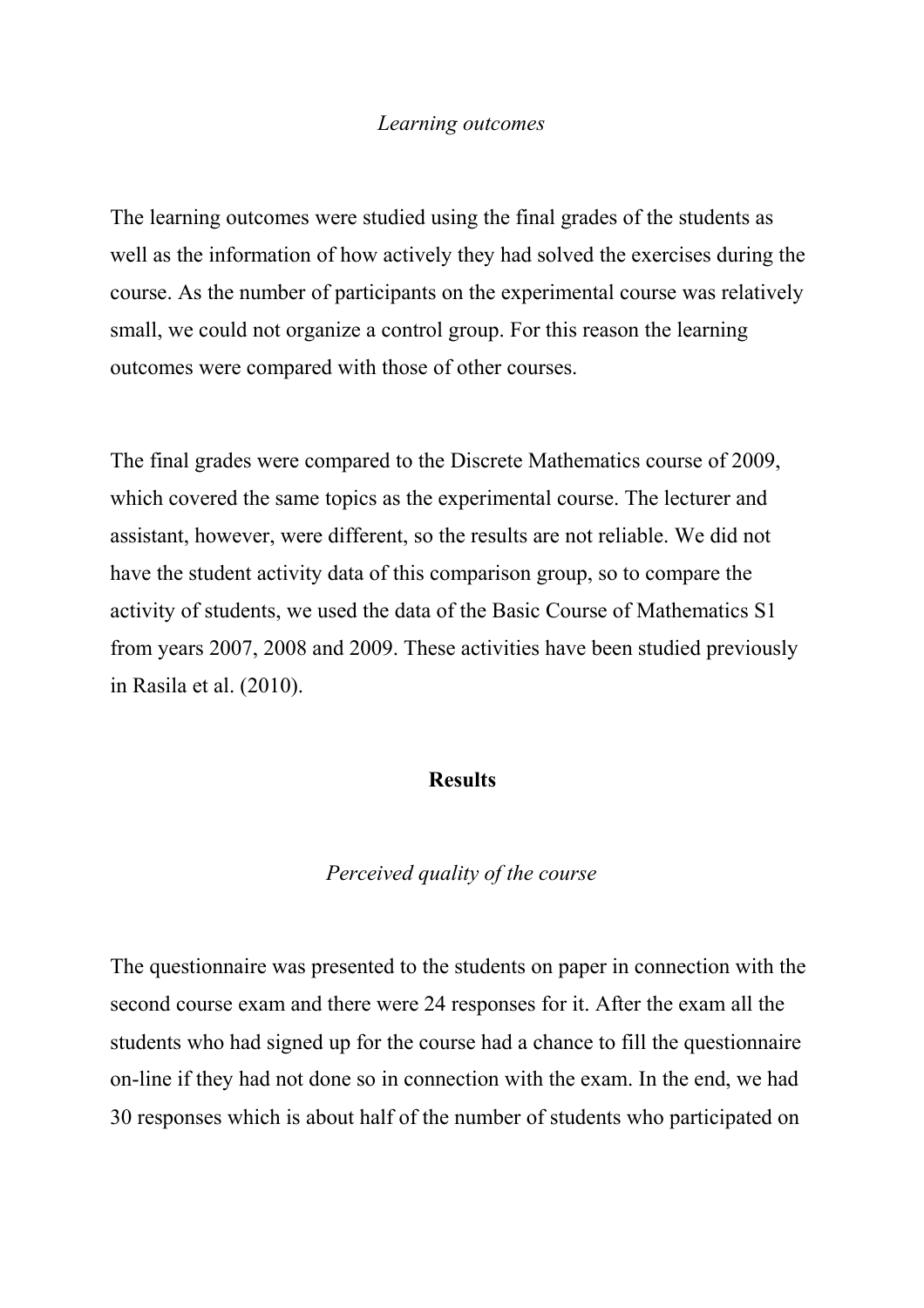*Learning outcomes*

The learning outcomes were studied using the final grades of the students as well as the information of how actively they had solved the exercises during the course. As the number of participants on the experimental course was relatively small, we could not organize a control group. For this reason the learning outcomes were compared with those of other courses.

The final grades were compared to the Discrete Mathematics course of 2009, which covered the same topics as the experimental course. The lecturer and assistant, however, were different, so the results are not reliable. We did not have the student activity data of this comparison group, so to compare the activity of students, we used the data of the Basic Course of Mathematics S1 from years 2007, 2008 and 2009. These activities have been studied previously in Rasila et al. (2010).

## Results

*Perceived quality of the course*

The questionnaire was presented to the students on paper in connection with the second course exam and there were 24 responses for it. After the exam all the students who had signed up for the course had a chance to fill the questionnaire on-line if they had not done so in connection with the exam. In the end, we had 30 responses which is about half of the number of students who participated on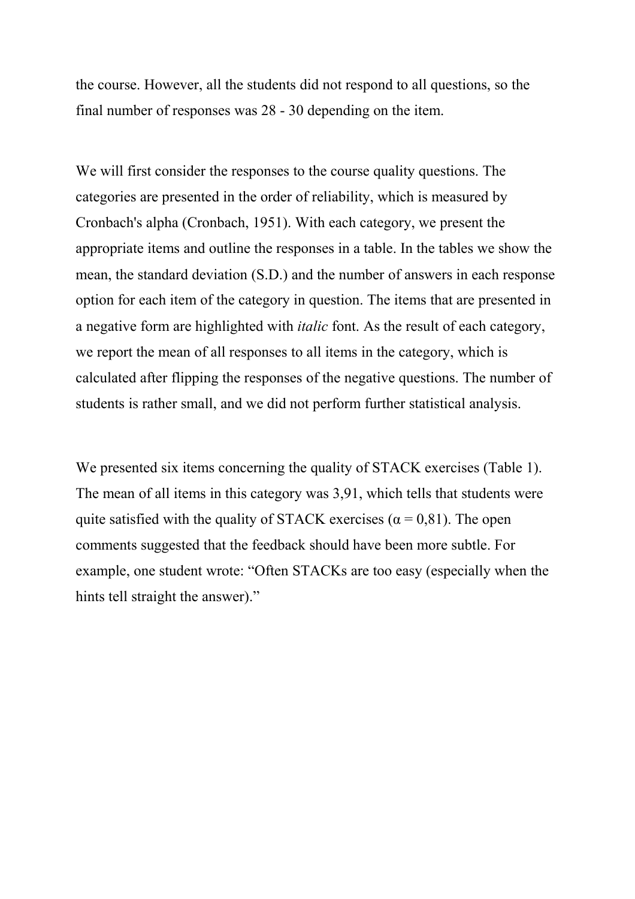the course. However, all the students did not respond to all questions, so the final number of responses was 28 - 30 depending on the item.

We will first consider the responses to the course quality questions. The categories are presented in the order of reliability, which is measured by Cronbach's alpha (Cronbach, 1951). With each category, we present the appropriate items and outline the responses in a table. In the tables we show the mean, the standard deviation (S.D.) and the number of answers in each response option for each item of the category in question. The items that are presented in a negative form are highlighted with *italic* font. As the result of each category, we report the mean of all responses to all items in the category, which is calculated after flipping the responses of the negative questions. The number of students is rather small, and we did not perform further statistical analysis.

We presented six items concerning the quality of STACK exercises (Table 1). The mean of all items in this category was 3,91, which tells that students were quite satisfied with the quality of STACK exercises ($\alpha = 0{,}81$). The open comments suggested that the feedback should have been more subtle. For example, one student wrote: "Often STACKs are too easy (especially when the hints tell straight the answer)."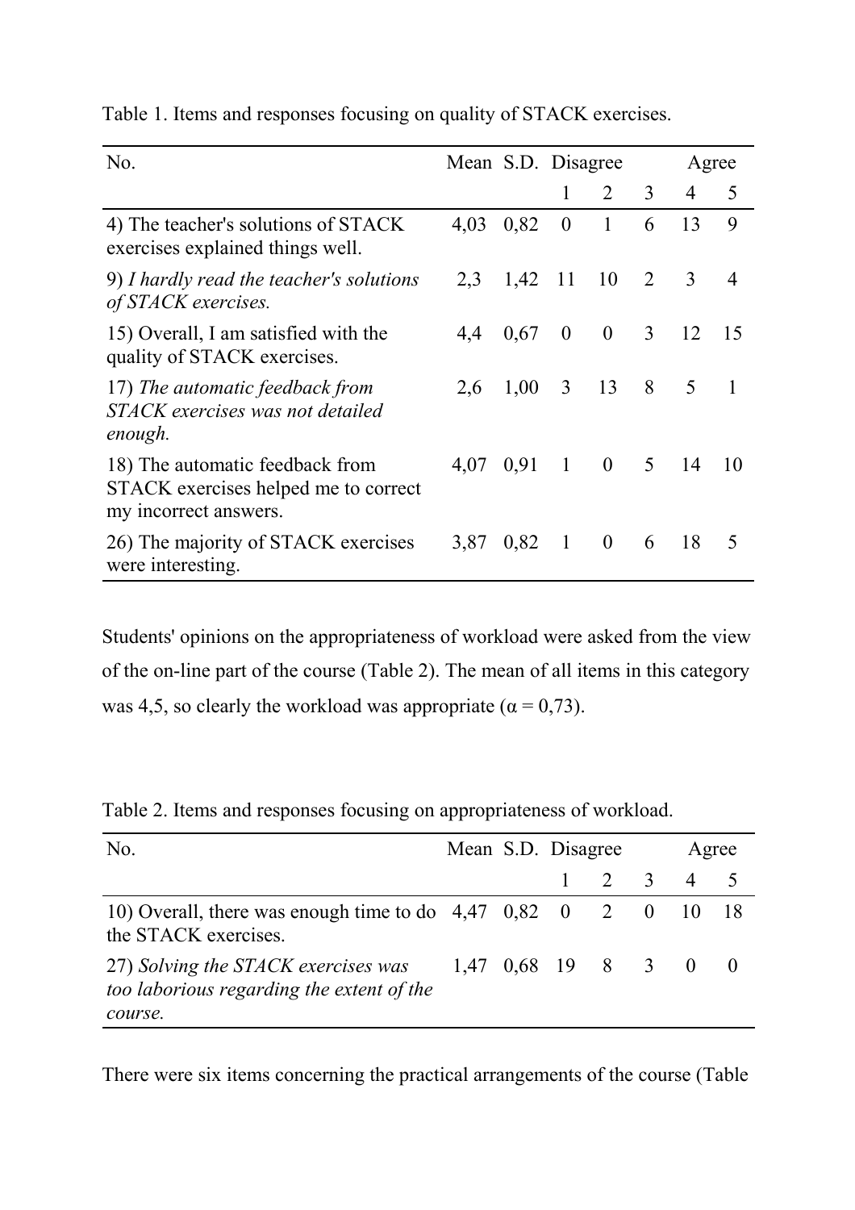Table 1. Items and responses focusing on quality of STACK exercises.

| No. | Mean | S.D. | Disagree | | | | Agree |
|---|---|---|---|---|---|---|---|
| | | | 1 | 2 | 3 | 4 | 5 |
| 4) The teacher's solutions of STACK exercises explained things well. | 4,03 | 0,82 | 0 | 1 | 6 | 13 | 9 |
| 9) *I hardly read the teacher's solutions of STACK exercises.* | 2,3 | 1,42 | 11 | 10 | 2 | 3 | 4 |
| 15) Overall, I am satisfied with the quality of STACK exercises. | 4,4 | 0,67 | 0 | 0 | 3 | 12 | 15 |
| 17) *The automatic feedback from STACK exercises was not detailed enough.* | 2,6 | 1,00 | 3 | 13 | 8 | 5 | 1 |
| 18) The automatic feedback from STACK exercises helped me to correct my incorrect answers. | 4,07 | 0,91 | 1 | 0 | 5 | 14 | 10 |
| 26) The majority of STACK exercises were interesting. | 3,87 | 0,82 | 1 | 0 | 6 | 18 | 5 |

Students' opinions on the appropriateness of workload were asked from the view of the on-line part of the course (Table 2). The mean of all items in this category was 4,5, so clearly the workload was appropriate (α = 0,73).

Table 2. Items and responses focusing on appropriateness of workload.

| No. | Mean | S.D. | Disagree | | | | Agree |
|---|---|---|---|---|---|---|---|
| | | | 1 | 2 | 3 | 4 | 5 |
| 10) Overall, there was enough time to do the STACK exercises. | 4,47 | 0,82 | 0 | 2 | 0 | 10 | 18 |
| 27) *Solving the STACK exercises was too laborious regarding the extent of the course.* | 1,47 | 0,68 | 19 | 8 | 3 | 0 | 0 |

There were six items concerning the practical arrangements of the course (Table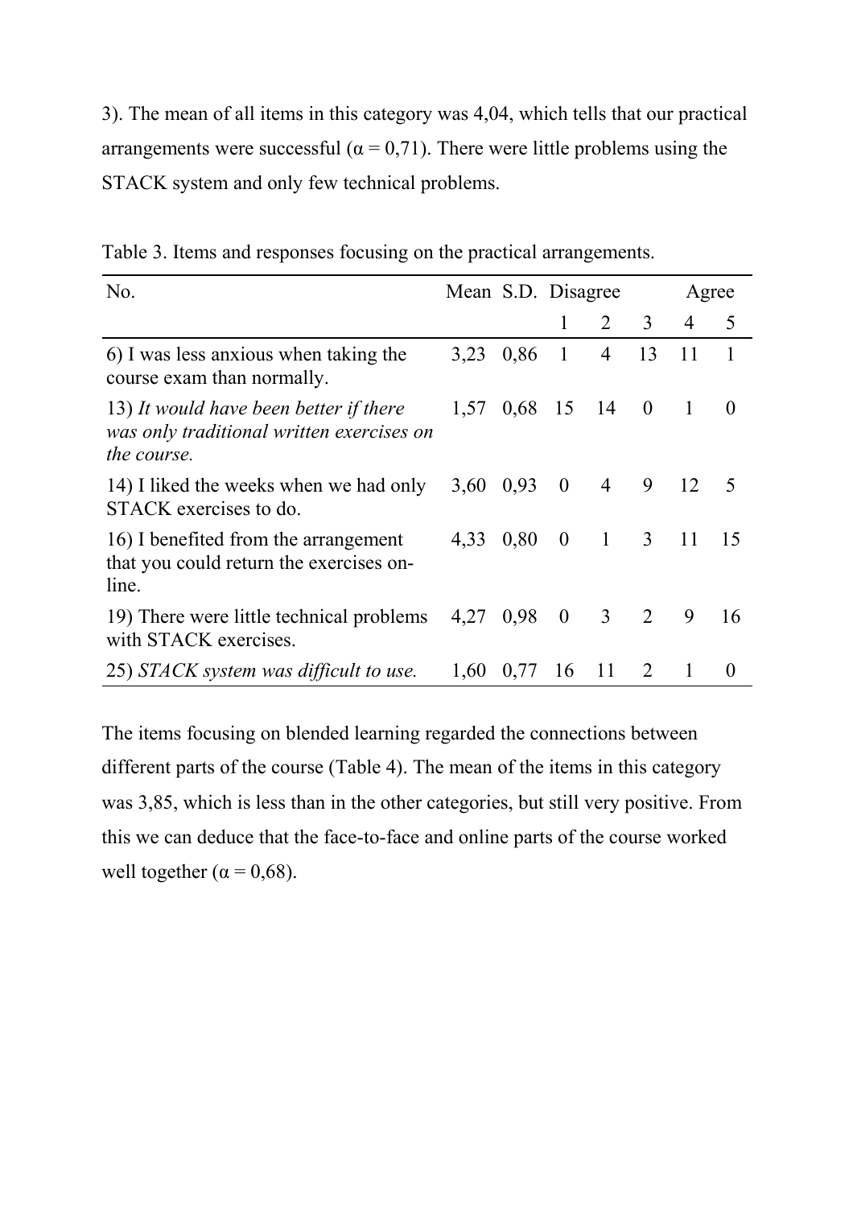3). The mean of all items in this category was 4,04, which tells that our practical arrangements were successful ($\alpha = 0{,}71$). There were little problems using the STACK system and only few technical problems.

Table 3. Items and responses focusing on the practical arrangements.

| No. | Mean | S.D. | Disagree 1 | 2 | 3 | 4 | Agree 5 |
|---|---|---|---|---|---|---|---|
| 6) I was less anxious when taking the course exam than normally. | 3,23 | 0,86 | 1 | 4 | 13 | 11 | 1 |
| 13) *It would have been better if there was only traditional written exercises on the course.* | 1,57 | 0,68 | 15 | 14 | 0 | 1 | 0 |
| 14) I liked the weeks when we had only STACK exercises to do. | 3,60 | 0,93 | 0 | 4 | 9 | 12 | 5 |
| 16) I benefited from the arrangement that you could return the exercises on-line. | 4,33 | 0,80 | 0 | 1 | 3 | 11 | 15 |
| 19) There were little technical problems with STACK exercises. | 4,27 | 0,98 | 0 | 3 | 2 | 9 | 16 |
| 25) *STACK system was difficult to use.* | 1,60 | 0,77 | 16 | 11 | 2 | 1 | 0 |

The items focusing on blended learning regarded the connections between different parts of the course (Table 4). The mean of the items in this category was 3,85, which is less than in the other categories, but still very positive. From this we can deduce that the face-to-face and online parts of the course worked well together ($\alpha = 0{,}68$).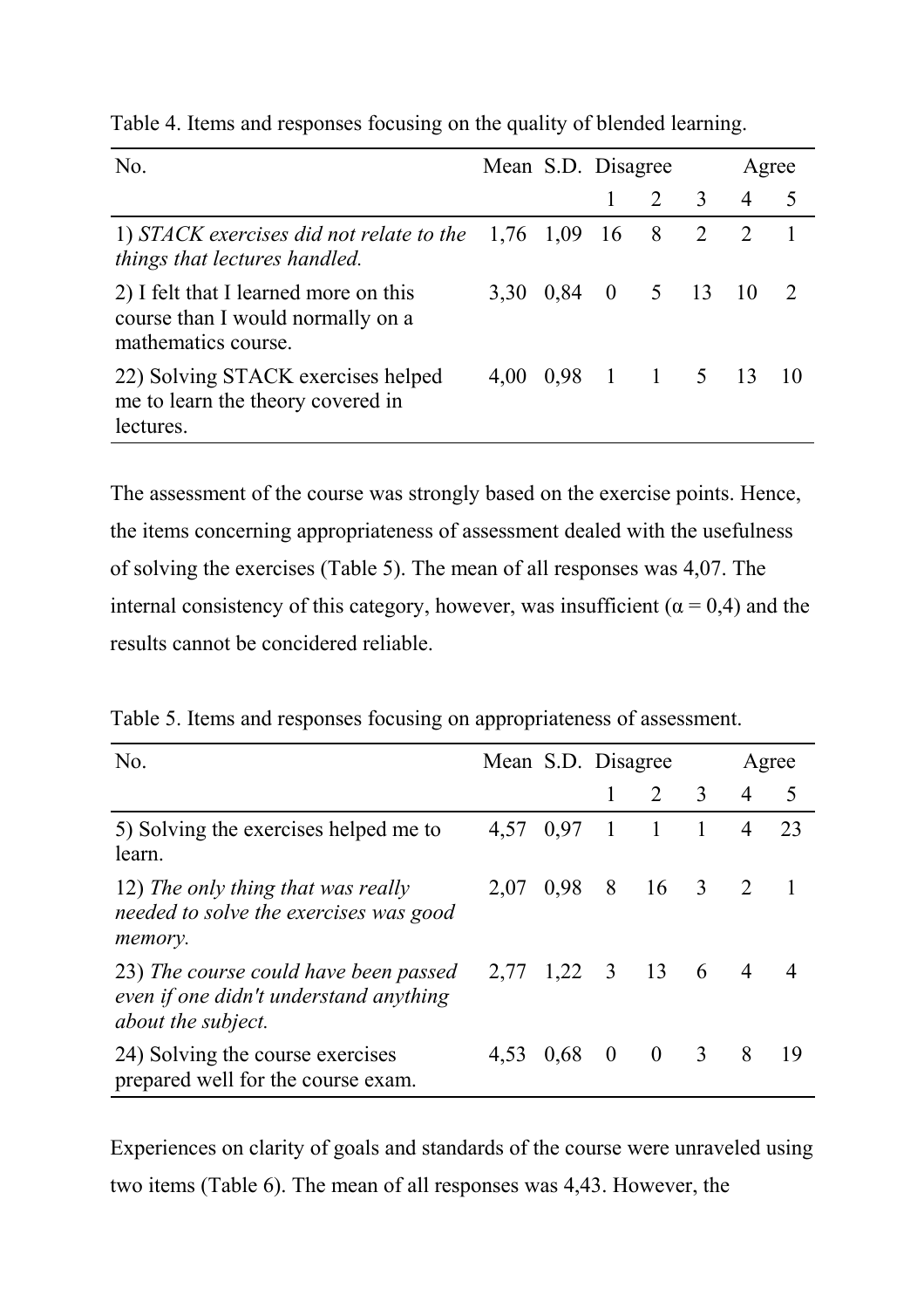Table 4. Items and responses focusing on the quality of blended learning.

| No. | Mean | S.D. | Disagree 1 | 2 | 3 | 4 | Agree 5 |
|---|---|---|---|---|---|---|---|
| 1) *STACK exercises did not relate to the things that lectures handled.* | 1,76 | 1,09 | 16 | 8 | 2 | 2 | 1 |
| 2) I felt that I learned more on this course than I would normally on a mathematics course. | 3,30 | 0,84 | 0 | 5 | 13 | 10 | 2 |
| 22) Solving STACK exercises helped me to learn the theory covered in lectures. | 4,00 | 0,98 | 1 | 1 | 5 | 13 | 10 |

The assessment of the course was strongly based on the exercise points. Hence, the items concerning appropriateness of assessment dealt with the usefulness of solving the exercises (Table 5). The mean of all responses was 4,07. The internal consistency of this category, however, was insufficient ($\alpha = 0{,}4$) and the results cannot be concidered reliable.

Table 5. Items and responses focusing on appropriateness of assessment.

| No. | Mean | S.D. | Disagree 1 | 2 | 3 | 4 | Agree 5 |
|---|---|---|---|---|---|---|---|
| 5) Solving the exercises helped me to learn. | 4,57 | 0,97 | 1 | 1 | 1 | 4 | 23 |
| 12) *The only thing that was really needed to solve the exercises was good memory.* | 2,07 | 0,98 | 8 | 16 | 3 | 2 | 1 |
| 23) *The course could have been passed even if one didn't understand anything about the subject.* | 2,77 | 1,22 | 3 | 13 | 6 | 4 | 4 |
| 24) Solving the course exercises prepared well for the course exam. | 4,53 | 0,68 | 0 | 0 | 3 | 8 | 19 |

Experiences on clarity of goals and standards of the course were unraveled using two items (Table 6). The mean of all responses was 4,43. However, the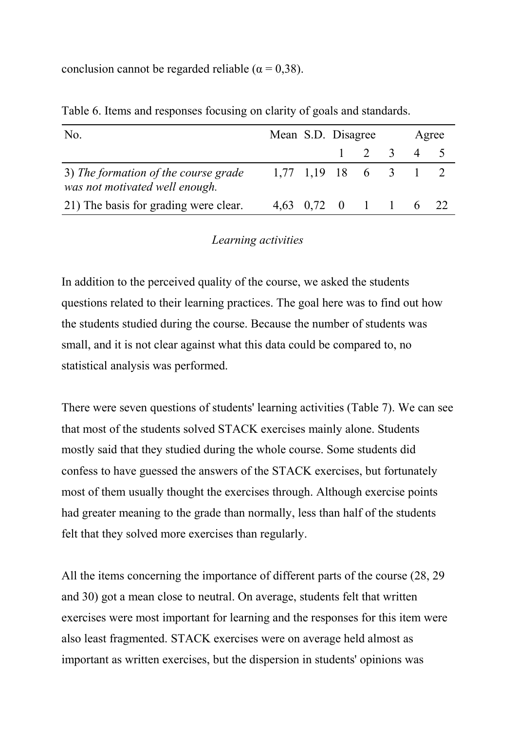conclusion cannot be regarded reliable (α = 0,38).

Table 6. Items and responses focusing on clarity of goals and standards.

| No. | Mean | S.D. | Disagree 1 | 2 | 3 | 4 | Agree 5 |
|---|---|---|---|---|---|---|---|
| 3) *The formation of the course grade was not motivated well enough.* | 1,77 | 1,19 | 18 | 6 | 3 | 1 | 2 |
| 21) The basis for grading were clear. | 4,63 | 0,72 | 0 | 1 | 1 | 6 | 22 |

*Learning activities*

In addition to the perceived quality of the course, we asked the students questions related to their learning practices. The goal here was to find out how the students studied during the course. Because the number of students was small, and it is not clear against what this data could be compared to, no statistical analysis was performed.

There were seven questions of students' learning activities (Table 7). We can see that most of the students solved STACK exercises mainly alone. Students mostly said that they studied during the whole course. Some students did confess to have guessed the answers of the STACK exercises, but fortunately most of them usually thought the exercises through. Although exercise points had greater meaning to the grade than normally, less than half of the students felt that they solved more exercises than regularly.

All the items concerning the importance of different parts of the course (28, 29 and 30) got a mean close to neutral. On average, students felt that written exercises were most important for learning and the responses for this item were also least fragmented. STACK exercises were on average held almost as important as written exercises, but the dispersion in students' opinions was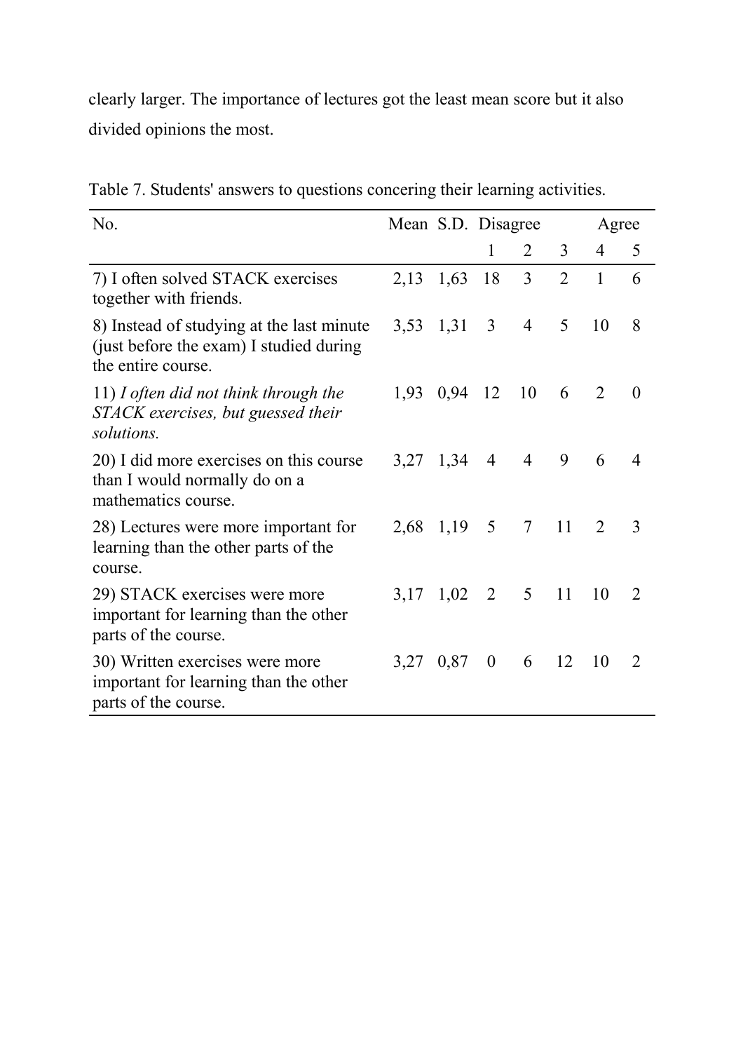clearly larger. The importance of lectures got the least mean score but it also divided opinions the most.

Table 7. Students' answers to questions concering their learning activities.

| No. | Mean | S.D. | Disagree | | | | Agree |
|---|---|---|---|---|---|---|---|
| | | | 1 | 2 | 3 | 4 | 5 |
| 7) I often solved STACK exercises together with friends. | 2,13 | 1,63 | 18 | 3 | 2 | 1 | 6 |
| 8) Instead of studying at the last minute (just before the exam) I studied during the entire course. | 3,53 | 1,31 | 3 | 4 | 5 | 10 | 8 |
| 11) *I often did not think through the STACK exercises, but guessed their solutions.* | 1,93 | 0,94 | 12 | 10 | 6 | 2 | 0 |
| 20) I did more exercises on this course than I would normally do on a mathematics course. | 3,27 | 1,34 | 4 | 4 | 9 | 6 | 4 |
| 28) Lectures were more important for learning than the other parts of the course. | 2,68 | 1,19 | 5 | 7 | 11 | 2 | 3 |
| 29) STACK exercises were more important for learning than the other parts of the course. | 3,17 | 1,02 | 2 | 5 | 11 | 10 | 2 |
| 30) Written exercises were more important for learning than the other parts of the course. | 3,27 | 0,87 | 0 | 6 | 12 | 10 | 2 |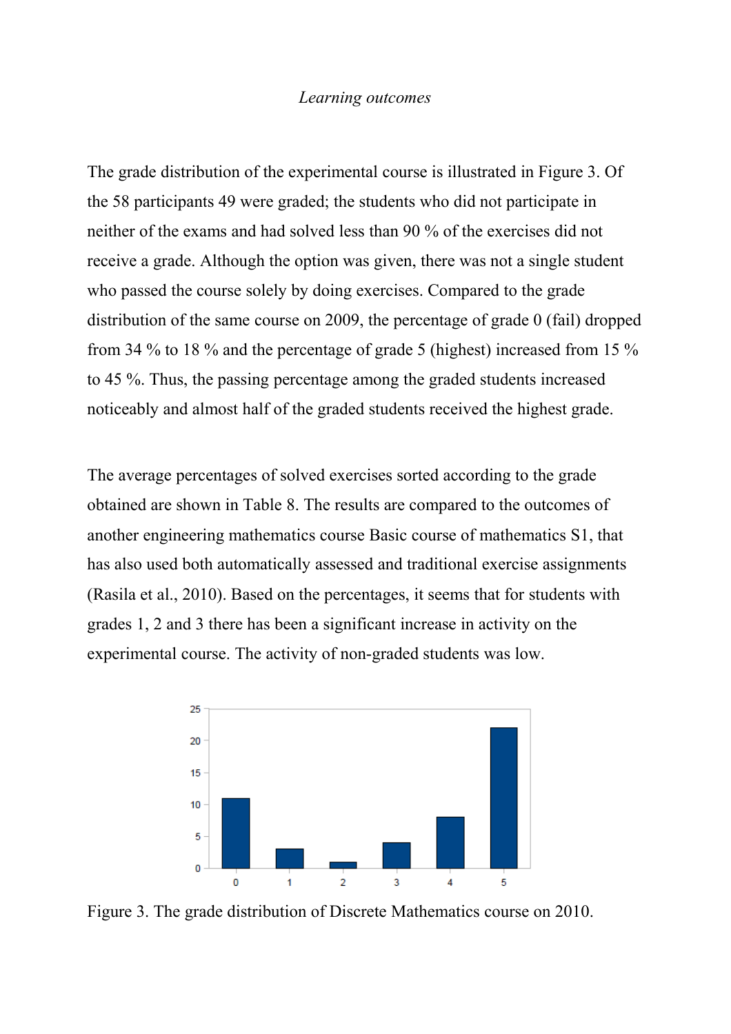*Learning outcomes*

The grade distribution of the experimental course is illustrated in Figure 3. Of the 58 participants 49 were graded; the students who did not participate in neither of the exams and had solved less than 90 % of the exercises did not receive a grade. Although the option was given, there was not a single student who passed the course solely by doing exercises. Compared to the grade distribution of the same course on 2009, the percentage of grade 0 (fail) dropped from 34 % to 18 % and the percentage of grade 5 (highest) increased from 15 % to 45 %. Thus, the passing percentage among the graded students increased noticeably and almost half of the graded students received the highest grade.

The average percentages of solved exercises sorted according to the grade obtained are shown in Table 8. The results are compared to the outcomes of another engineering mathematics course Basic course of mathematics S1, that has also used both automatically assessed and traditional exercise assignments (Rasila et al., 2010). Based on the percentages, it seems that for students with grades 1, 2 and 3 there has been a significant increase in activity on the experimental course. The activity of non-graded students was low.

Figure 3. The grade distribution of Discrete Mathematics course on 2010.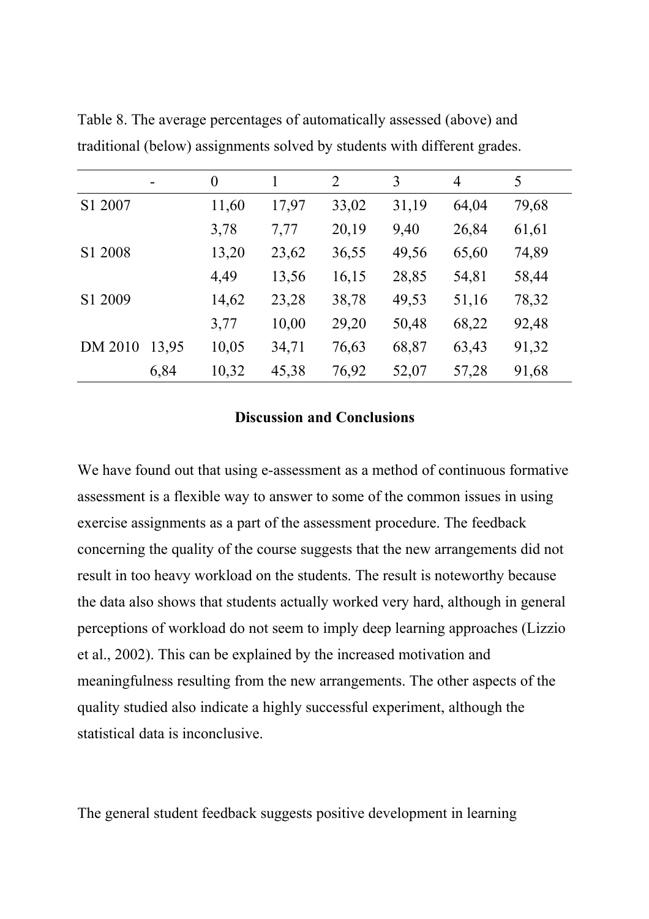Table 8. The average percentages of automatically assessed (above) and traditional (below) assignments solved by students with different grades.

| | - | 0 | 1 | 2 | 3 | 4 | 5 |
|---|---|---|---|---|---|---|---|
| S1 2007 | | 11,60 | 17,97 | 33,02 | 31,19 | 64,04 | 79,68 |
| | | 3,78 | 7,77 | 20,19 | 9,40 | 26,84 | 61,61 |
| S1 2008 | | 13,20 | 23,62 | 36,55 | 49,56 | 65,60 | 74,89 |
| | | 4,49 | 13,56 | 16,15 | 28,85 | 54,81 | 58,44 |
| S1 2009 | | 14,62 | 23,28 | 38,78 | 49,53 | 51,16 | 78,32 |
| | | 3,77 | 10,00 | 29,20 | 50,48 | 68,22 | 92,48 |
| DM 2010 | 13,95 | 10,05 | 34,71 | 76,63 | 68,87 | 63,43 | 91,32 |
| | 6,84 | 10,32 | 45,38 | 76,92 | 52,07 | 57,28 | 91,68 |

## Discussion and Conclusions

We have found out that using e-assessment as a method of continuous formative assessment is a flexible way to answer to some of the common issues in using exercise assignments as a part of the assessment procedure. The feedback concerning the quality of the course suggests that the new arrangements did not result in too heavy workload on the students. The result is noteworthy because the data also shows that students actually worked very hard, although in general perceptions of workload do not seem to imply deep learning approaches (Lizzio et al., 2002). This can be explained by the increased motivation and meaningfulness resulting from the new arrangements. The other aspects of the quality studied also indicate a highly successful experiment, although the statistical data is inconclusive.

The general student feedback suggests positive development in learning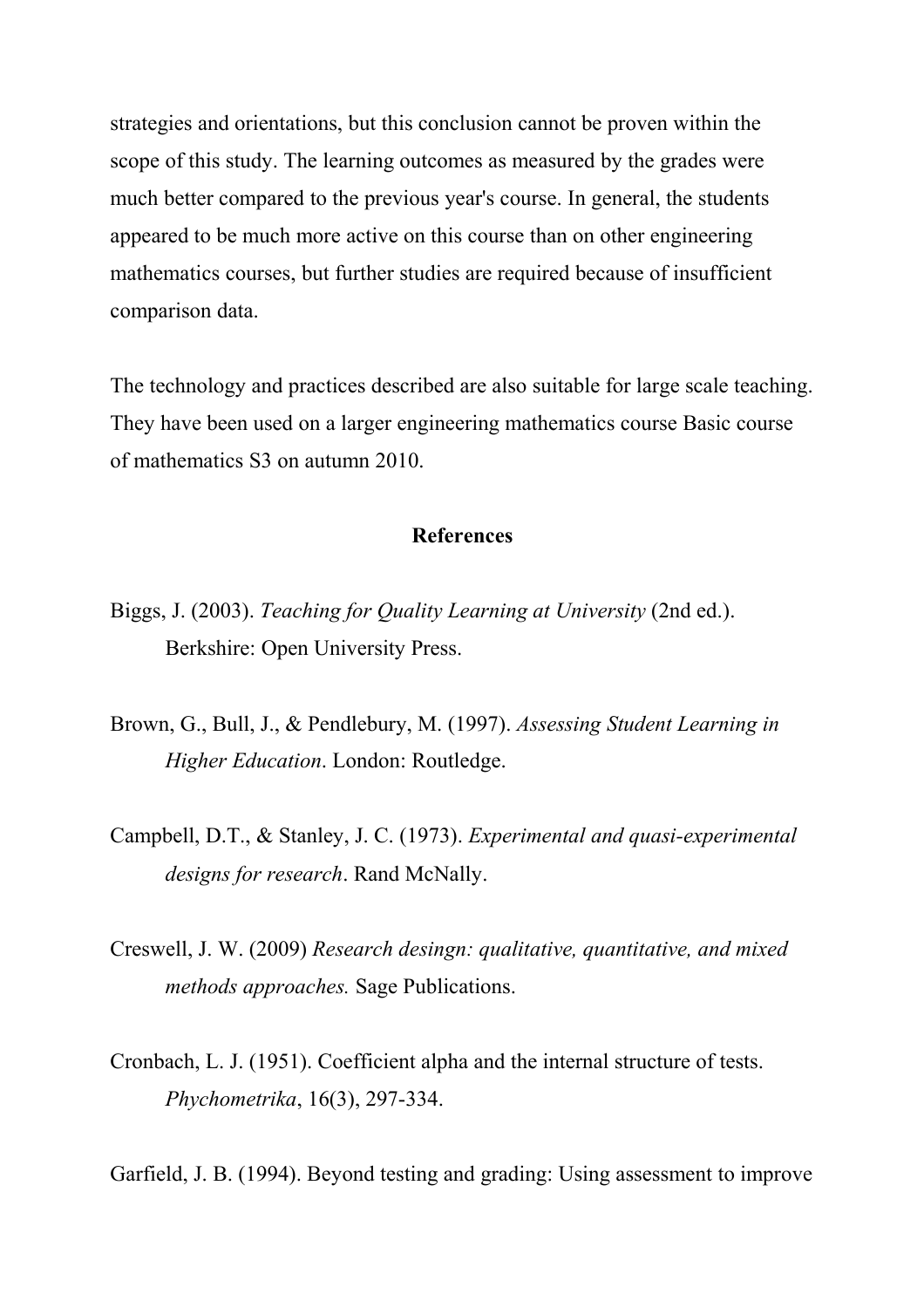strategies and orientations, but this conclusion cannot be proven within the scope of this study. The learning outcomes as measured by the grades were much better compared to the previous year's course. In general, the students appeared to be much more active on this course than on other engineering mathematics courses, but further studies are required because of insufficient comparison data.

The technology and practices described are also suitable for large scale teaching. They have been used on a larger engineering mathematics course Basic course of mathematics S3 on autumn 2010.

## References

Biggs, J. (2003). *Teaching for Quality Learning at University* (2nd ed.). Berkshire: Open University Press.

Brown, G., Bull, J., & Pendlebury, M. (1997). *Assessing Student Learning in Higher Education*. London: Routledge.

Campbell, D.T., & Stanley, J. C. (1973). *Experimental and quasi-experimental designs for research*. Rand McNally.

Creswell, J. W. (2009) *Research desingn: qualitative, quantitative, and mixed methods approaches.* Sage Publications.

Cronbach, L. J. (1951). Coefficient alpha and the internal structure of tests. *Phychometrika*, 16(3), 297-334.

Garfield, J. B. (1994). Beyond testing and grading: Using assessment to improve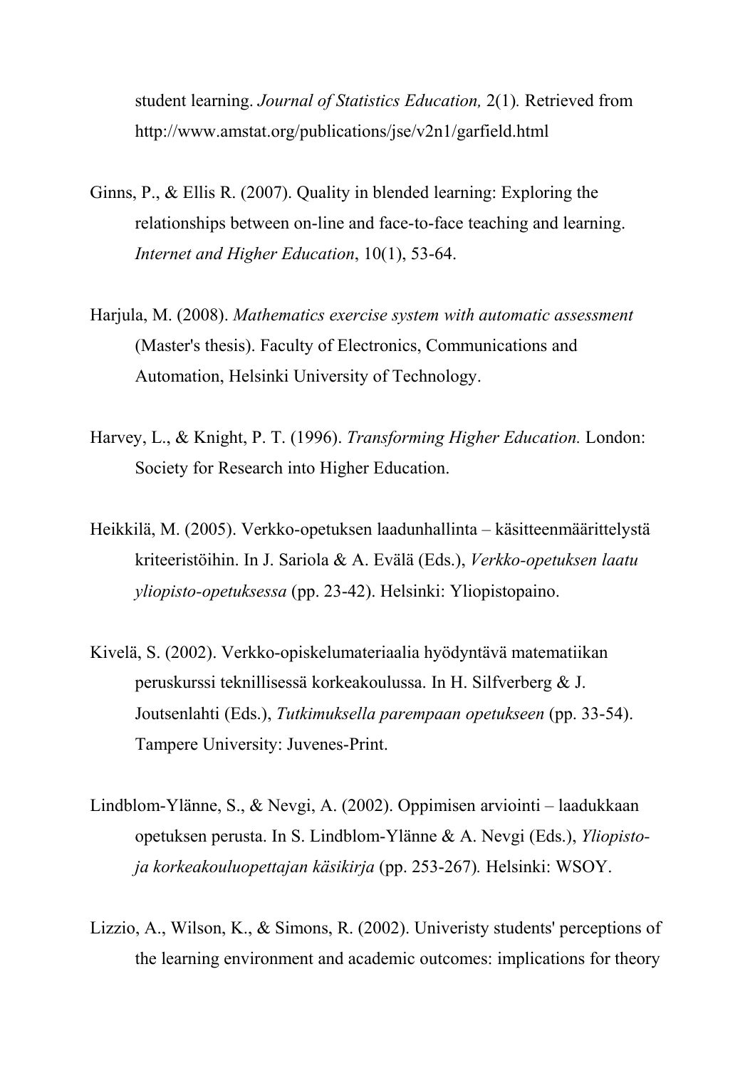student learning. *Journal of Statistics Education,* 2(1). Retrieved from http://www.amstat.org/publications/jse/v2n1/garfield.html

Ginns, P., & Ellis R. (2007). Quality in blended learning: Exploring the relationships between on-line and face-to-face teaching and learning. *Internet and Higher Education*, 10(1), 53-64.

Harjula, M. (2008). *Mathematics exercise system with automatic assessment* (Master's thesis). Faculty of Electronics, Communications and Automation, Helsinki University of Technology.

Harvey, L., & Knight, P. T. (1996). *Transforming Higher Education.* London: Society for Research into Higher Education.

Heikkilä, M. (2005). Verkko-opetuksen laadunhallinta – käsitteenmäärittelystä kriteeristöihin. In J. Sariola & A. Evälä (Eds.), *Verkko-opetuksen laatu yliopisto-opetuksessa* (pp. 23-42). Helsinki: Yliopistopaino.

Kivelä, S. (2002). Verkko-opiskelumateriaalia hyödyntävä matematiikan peruskurssi teknillisessä korkeakoulussa. In H. Silfverberg & J. Joutsenlahti (Eds.), *Tutkimuksella parempaan opetukseen* (pp. 33-54). Tampere University: Juvenes-Print.

Lindblom-Ylänne, S., & Nevgi, A. (2002). Oppimisen arviointi – laadukkaan opetuksen perusta. In S. Lindblom-Ylänne & A. Nevgi (Eds.), *Yliopisto- ja korkeakouluopettajan käsikirja* (pp. 253-267). Helsinki: WSOY.

Lizzio, A., Wilson, K., & Simons, R. (2002). Univeristy students' perceptions of the learning environment and academic outcomes: implications for theory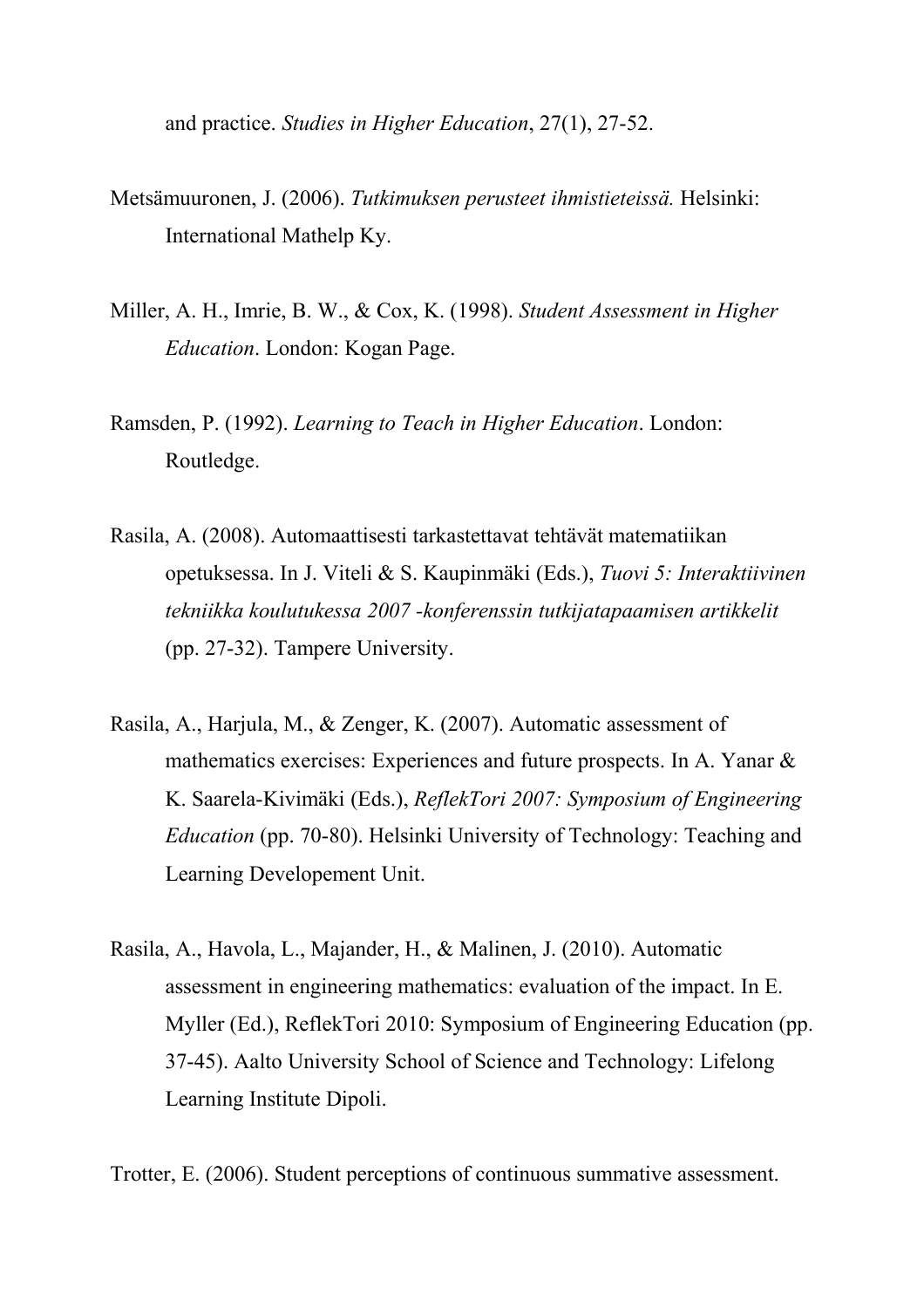and practice. *Studies in Higher Education*, 27(1), 27-52.

Metsämuuronen, J. (2006). *Tutkimuksen perusteet ihmistieteissä.* Helsinki: International Mathelp Ky.

Miller, A. H., Imrie, B. W., & Cox, K. (1998). *Student Assessment in Higher Education*. London: Kogan Page.

Ramsden, P. (1992). *Learning to Teach in Higher Education*. London: Routledge.

Rasila, A. (2008). Automaattisesti tarkastettavat tehtävät matematiikan opetuksessa. In J. Viteli & S. Kaupinmäki (Eds.), *Tuovi 5: Interaktiivinen tekniikka koulutukessa 2007 -konferenssin tutkijatapaamisen artikkelit* (pp. 27-32). Tampere University.

Rasila, A., Harjula, M., & Zenger, K. (2007). Automatic assessment of mathematics exercises: Experiences and future prospects. In A. Yanar & K. Saarela-Kivimäki (Eds.), *ReflekTori 2007: Symposium of Engineering Education* (pp. 70-80). Helsinki University of Technology: Teaching and Learning Developement Unit.

Rasila, A., Havola, L., Majander, H., & Malinen, J. (2010). Automatic assessment in engineering mathematics: evaluation of the impact. In E. Myller (Ed.), ReflekTori 2010: Symposium of Engineering Education (pp. 37-45). Aalto University School of Science and Technology: Lifelong Learning Institute Dipoli.

Trotter, E. (2006). Student perceptions of continuous summative assessment.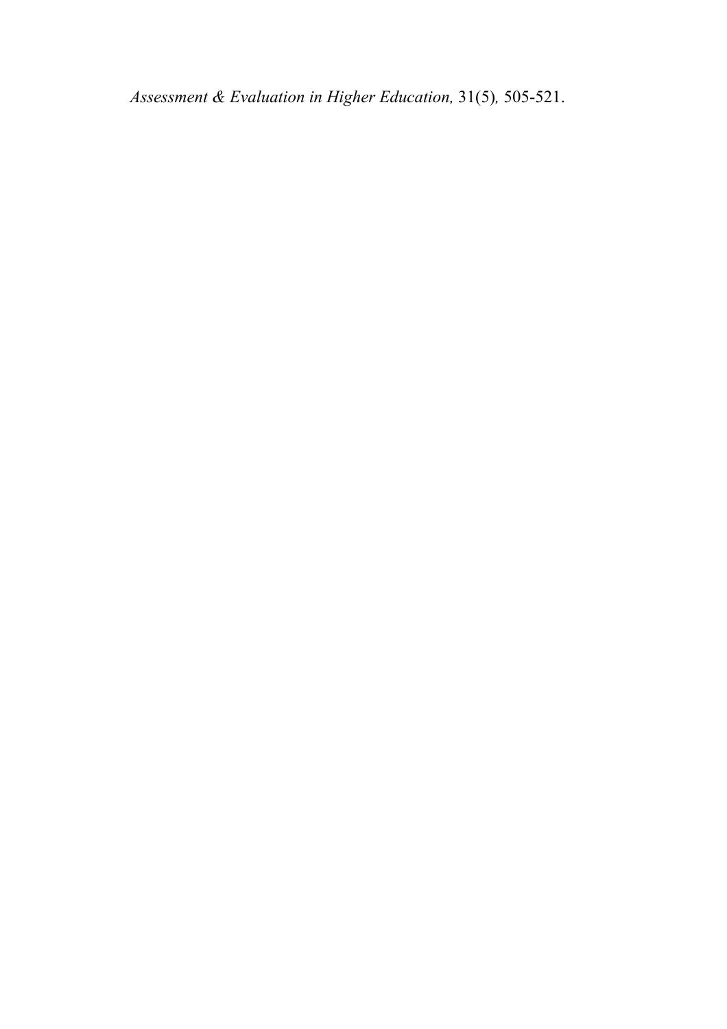*Assessment & Evaluation in Higher Education,* 31(5), 505-521.